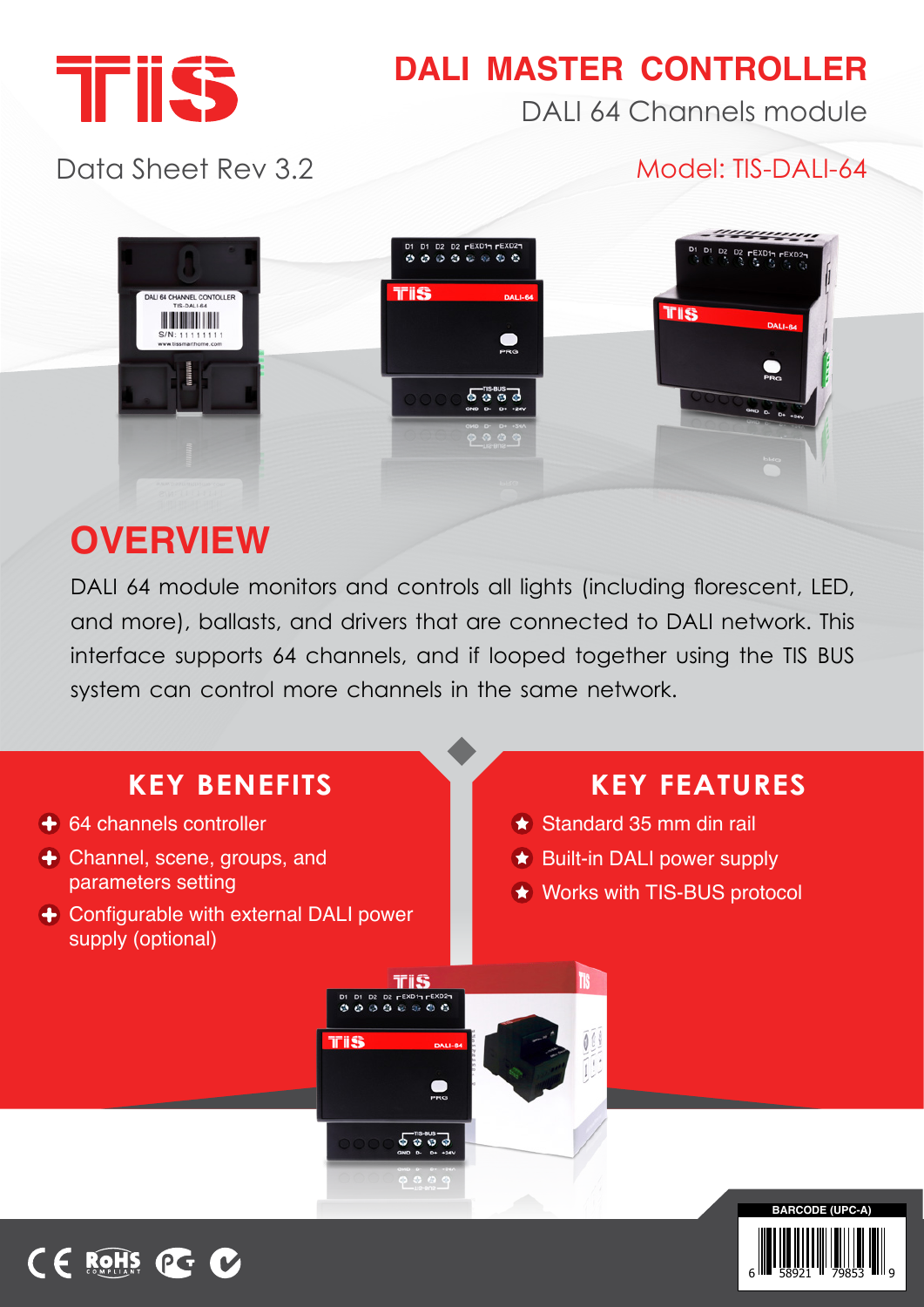# DALI MASTER CONTROLLER

DALI 64 Channels module

Data Sheet Rev 3.2

Model: TIS-DALI-64

## OVERVIEW

DALI 64 module monitors and controls all lights (including florescent, LED, and more), ballasts, and drivers that are connected to DALI network. This interface supports 64 channels, and if looped together using the TIS BUS system can control more channels in the same network.

## KEY BENEFITS

- 64 channels controller
- Channel, scene, groups, and parameters setting
- Configurable with external DALI power supply (optional)

## KEY FEATURES

- Standard 35 mm din rail
- Built-in DALI power supply
- Works with TIS-BUS protocol

BARCODE (UPC-A)

6 58921 79853 9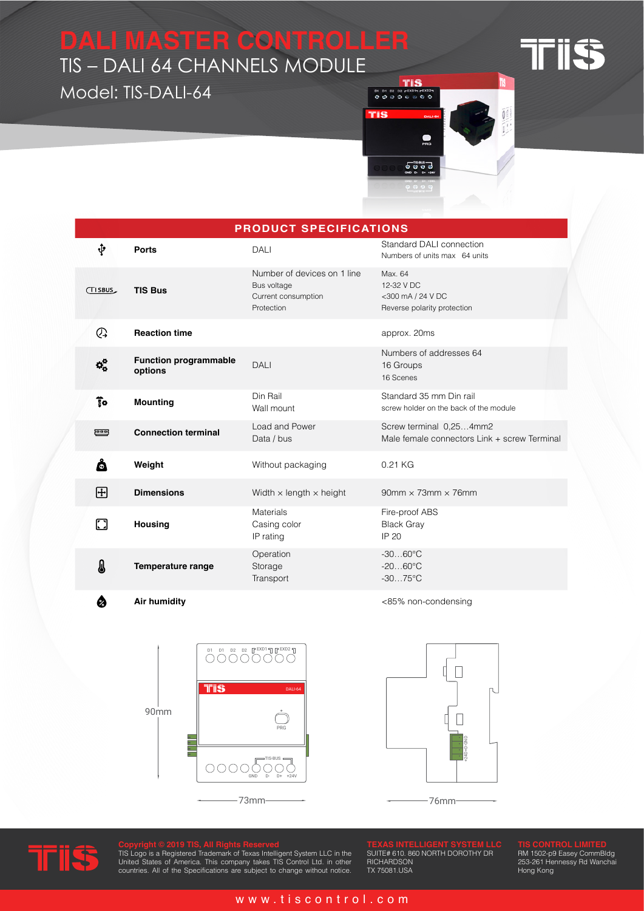# DALI MASTER CONTROLLER

## TIS – DALI 64 CHANNELS MODULE

Model: TIS-DALI-64

## PRODUCT SPECIFICATIONS

| | | | |
|---|---|---|---|
| | **Ports** | DALI | Standard DALI connection<br>Numbers of units max 64 units |
| | **TIS Bus** | Number of devices on 1 line<br>Bus voltage<br>Current consumption<br>Protection | Max. 64<br>12-32 V DC<br><300 mA / 24 V DC<br>Reverse polarity protection |
| | **Reaction time** | | approx. 20ms |
| | **Function programmable options** | DALI | Numbers of addresses 64<br>16 Groups<br>16 Scenes |
| | **Mounting** | Din Rail<br>Wall mount | Standard 35 mm Din rail<br>screw holder on the back of the module |
| | **Connection terminal** | Load and Power<br>Data / bus | Screw terminal 0,25…4mm2<br>Male female connectors Link + screw Terminal |
| | **Weight** | Without packaging | 0.21 KG |
| | **Dimensions** | Width × length × height | 90mm × 73mm × 76mm |
| | **Housing** | Materials<br>Casing color<br>IP rating | Fire-proof ABS<br>Black Gray<br>IP 20 |
| | **Temperature range** | Operation<br>Storage<br>Transport | -30…60°C<br>-20…60°C<br>-30…75°C |
| | **Air humidity** | | <85% non-condensing |

D1 D1 D2 D2 EXD1 EXD2

DALI-64

PRG

TIS-BUS

GND D- D+ +24V

90mm

73mm

+24V D+ D- GND

76mm

**Copyright © 2019 TIS, All Rights Reserved**
TIS Logo is a Registered Trademark of Texas Intelligent System LLC in the United States of America. This company takes TIS Control Ltd. in other countries. All of the Specifications are subject to change without notice.

**TEXAS INTELLIGENT SYSTEM LLC**
SUITE# 610. 860 NORTH DOROTHY DR
RICHARDSON
TX 75081.USA

**TIS CONTROL LIMITED**
RM 1502-p9 Easey CommBldg
253-261 Hennessy Rd Wanchai
Hong Kong

www.tiscontrol.com